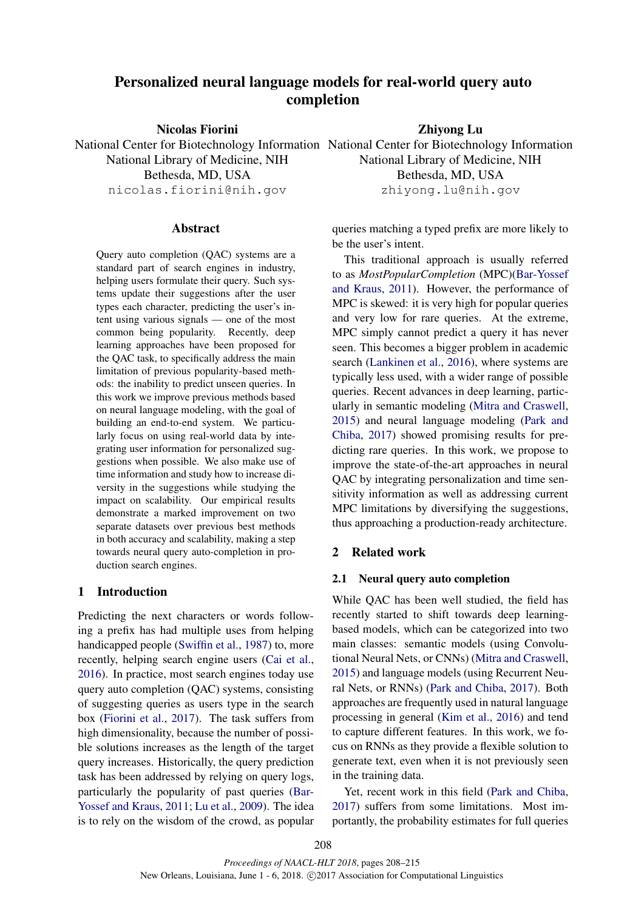# Personalized neural language models for real-world query auto completion

**Nicolas Fiorini**
National Center for Biotechnology Information
National Library of Medicine, NIH
Bethesda, MD, USA
nicolas.fiorini@nih.gov

**Zhiyong Lu**
National Center for Biotechnology Information
National Library of Medicine, NIH
Bethesda, MD, USA
zhiyong.lu@nih.gov

## Abstract

Query auto completion (QAC) systems are a standard part of search engines in industry, helping users formulate their query. Such systems update their suggestions after the user types each character, predicting the user's intent using various signals — one of the most common being popularity. Recently, deep learning approaches have been proposed for the QAC task, to specifically address the main limitation of previous popularity-based methods: the inability to predict unseen queries. In this work we improve previous methods based on neural language modeling, with the goal of building an end-to-end system. We particularly focus on using real-world data by integrating user information for personalized suggestions when possible. We also make use of time information and study how to increase diversity in the suggestions while studying the impact on scalability. Our empirical results demonstrate a marked improvement on two separate datasets over previous best methods in both accuracy and scalability, making a step towards neural query auto-completion in production search engines.

## 1 Introduction

Predicting the next characters or words following a prefix has had multiple uses from helping handicapped people (Swiffin et al., 1987) to, more recently, helping search engine users (Cai et al., 2016). In practice, most search engines today use query auto completion (QAC) systems, consisting of suggesting queries as users type in the search box (Fiorini et al., 2017). The task suffers from high dimensionality, because the number of possible solutions increases as the length of the target query increases. Historically, the query prediction task has been addressed by relying on query logs, particularly the popularity of past queries (Bar-Yossef and Kraus, 2011; Lu et al., 2009). The idea is to rely on the wisdom of the crowd, as popular queries matching a typed prefix are more likely to be the user's intent.

This traditional approach is usually referred to as *MostPopularCompletion* (MPC)(Bar-Yossef and Kraus, 2011). However, the performance of MPC is skewed: it is very high for popular queries and very low for rare queries. At the extreme, MPC simply cannot predict a query it has never seen. This becomes a bigger problem in academic search (Lankinen et al., 2016), where systems are typically less used, with a wider range of possible queries. Recent advances in deep learning, particularly in semantic modeling (Mitra and Craswell, 2015) and neural language modeling (Park and Chiba, 2017) showed promising results for predicting rare queries. In this work, we propose to improve the state-of-the-art approaches in neural QAC by integrating personalization and time sensitivity information as well as addressing current MPC limitations by diversifying the suggestions, thus approaching a production-ready architecture.

## 2 Related work

### 2.1 Neural query auto completion

While QAC has been well studied, the field has recently started to shift towards deep learning-based models, which can be categorized into two main classes: semantic models (using Convolutional Neural Nets, or CNNs) (Mitra and Craswell, 2015) and language models (using Recurrent Neural Nets, or RNNs) (Park and Chiba, 2017). Both approaches are frequently used in natural language processing in general (Kim et al., 2016) and tend to capture different features. In this work, we focus on RNNs as they provide a flexible solution to generate text, even when it is not previously seen in the training data.

Yet, recent work in this field (Park and Chiba, 2017) suffers from some limitations. Most importantly, the probability estimates for full queries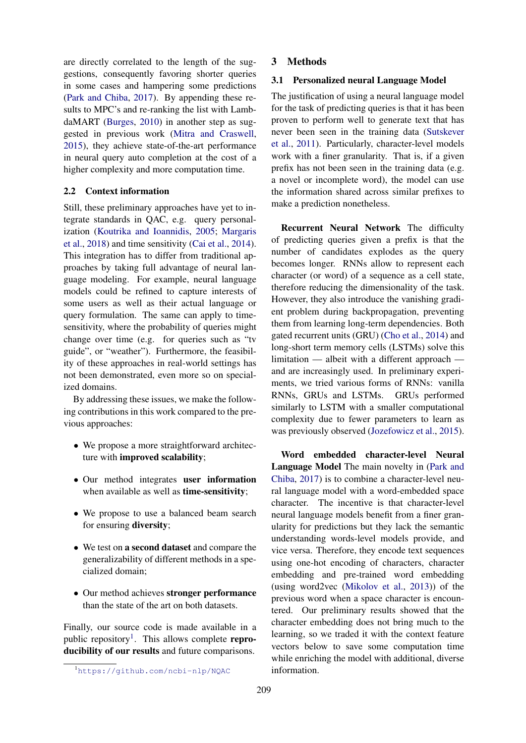are directly correlated to the length of the suggestions, consequently favoring shorter queries in some cases and hampering some predictions (Park and Chiba, 2017). By appending these results to MPC's and re-ranking the list with LambdaMART (Burges, 2010) in another step as suggested in previous work (Mitra and Craswell, 2015), they achieve state-of-the-art performance in neural query auto completion at the cost of a higher complexity and more computation time.

## 2.2 Context information

Still, these preliminary approaches have yet to integrate standards in QAC, e.g. query personalization (Koutrika and Ioannidis, 2005; Margaris et al., 2018) and time sensitivity (Cai et al., 2014). This integration has to differ from traditional approaches by taking full advantage of neural language modeling. For example, neural language models could be refined to capture interests of some users as well as their actual language or query formulation. The same can apply to time-sensitivity, where the probability of queries might change over time (e.g. for queries such as "tv guide", or "weather"). Furthermore, the feasibility of these approaches in real-world settings has not been demonstrated, even more so on specialized domains.

By addressing these issues, we make the following contributions in this work compared to the previous approaches:

- We propose a more straightforward architecture with **improved scalability**;
- Our method integrates **user information** when available as well as **time-sensitivity**;
- We propose to use a balanced beam search for ensuring **diversity**;
- We test on **a second dataset** and compare the generalizability of different methods in a specialized domain;
- Our method achieves **stronger performance** than the state of the art on both datasets.

Finally, our source code is made available in a public repository[1]. This allows complete **reproducibility of our results** and future comparisons.

[1] https://github.com/ncbi-nlp/NQAC

# 3 Methods

## 3.1 Personalized neural Language Model

The justification of using a neural language model for the task of predicting queries is that it has been proven to perform well to generate text that has never been seen in the training data (Sutskever et al., 2011). Particularly, character-level models work with a finer granularity. That is, if a given prefix has not been seen in the training data (e.g. a novel or incomplete word), the model can use the information shared across similar prefixes to make a prediction nonetheless.

**Recurrent Neural Network** The difficulty of predicting queries given a prefix is that the number of candidates explodes as the query becomes longer. RNNs allow to represent each character (or word) of a sequence as a cell state, therefore reducing the dimensionality of the task. However, they also introduce the vanishing gradient problem during backpropagation, preventing them from learning long-term dependencies. Both gated recurrent units (GRU) (Cho et al., 2014) and long-short term memory cells (LSTMs) solve this limitation — albeit with a different approach — and are increasingly used. In preliminary experiments, we tried various forms of RNNs: vanilla RNNs, GRUs and LSTMs. GRUs performed similarly to LSTM with a smaller computational complexity due to fewer parameters to learn as was previously observed (Jozefowicz et al., 2015).

**Word embedded character-level Neural Language Model** The main novelty in (Park and Chiba, 2017) is to combine a character-level neural language model with a word-embedded space character. The incentive is that character-level neural language models benefit from a finer granularity for predictions but they lack the semantic understanding words-level models provide, and vice versa. Therefore, they encode text sequences using one-hot encoding of characters, character embedding and pre-trained word embedding (using word2vec (Mikolov et al., 2013)) of the previous word when a space character is encountered. Our preliminary results showed that the character embedding does not bring much to the learning, so we traded it with the context feature vectors below to save some computation time while enriching the model with additional, diverse information.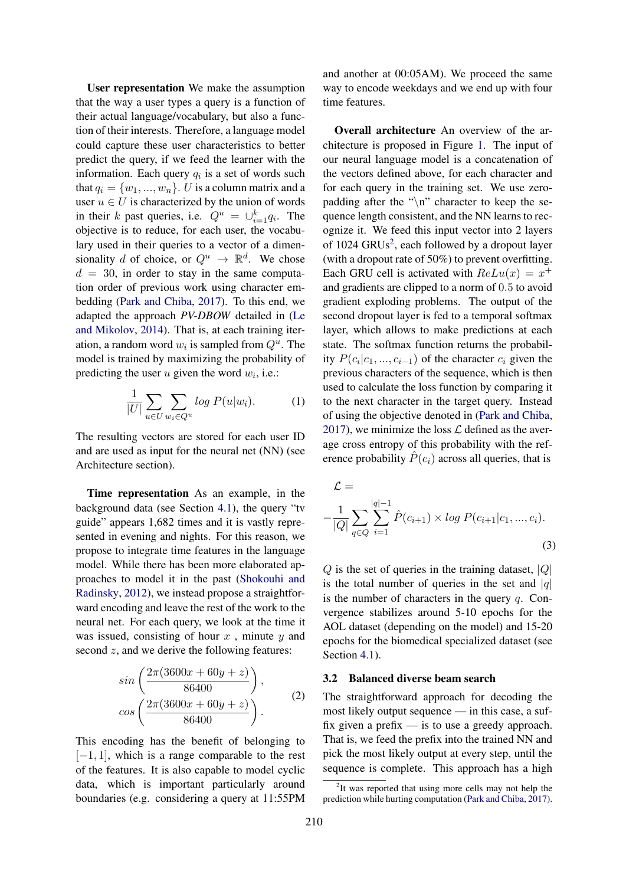**User representation** We make the assumption that the way a user types a query is a function of their actual language/vocabulary, but also a function of their interests. Therefore, a language model could capture these user characteristics to better predict the query, if we feed the learner with the information. Each query $q_i$ is a set of words such that $q_i = \{w_1, ..., w_n\}$. $U$ is a column matrix and a user $u \in U$ is characterized by the union of words in their $k$ past queries, i.e. $Q^u = \cup_{i=1}^{k} q_i$. The objective is to reduce, for each user, the vocabulary used in their queries to a vector of a dimensionality $d$ of choice, or $Q^u \rightarrow \mathbb{R}^d$. We chose $d = 30$, in order to stay in the same computation order of previous work using character embedding (Park and Chiba, 2017). To this end, we adapted the approach *PV-DBOW* detailed in (Le and Mikolov, 2014). That is, at each training iteration, a random word $w_i$ is sampled from $Q^u$. The model is trained by maximizing the probability of predicting the user $u$ given the word $w_i$, i.e.:

$$\frac{1}{|U|} \sum_{u \in U} \sum_{w_i \in Q^u} log\ P(u|w_i). \tag{1}$$

The resulting vectors are stored for each user ID and are used as input for the neural net (NN) (see Architecture section).

**Time representation** As an example, in the background data (see Section 4.1), the query "tv guide" appears 1,682 times and it is vastly represented in evening and nights. For this reason, we propose to integrate time features in the language model. While there has been more elaborated approaches to model it in the past (Shokouhi and Radinsky, 2012), we instead propose a straightforward encoding and leave the rest of the work to the neural net. For each query, we look at the time it was issued, consisting of hour $x$ , minute $y$ and second $z$, and we derive the following features:

$$sin\left(\frac{2\pi(3600x + 60y + z)}{86400}\right), \quad cos\left(\frac{2\pi(3600x + 60y + z)}{86400}\right). \tag{2}$$

This encoding has the benefit of belonging to $[-1, 1]$, which is a range comparable to the rest of the features. It is also capable to model cyclic data, which is important particularly around boundaries (e.g. considering a query at 11:55PM and another at 00:05AM). We proceed the same way to encode weekdays and we end up with four time features.

**Overall architecture** An overview of the architecture is proposed in Figure 1. The input of our neural language model is a concatenation of the vectors defined above, for each character and for each query in the training set. We use zero-padding after the "\n" character to keep the sequence length consistent, and the NN learns to recognize it. We feed this input vector into 2 layers of 1024 GRUs[2], each followed by a dropout layer (with a dropout rate of 50%) to prevent overfitting. Each GRU cell is activated with $ReLu(x) = x^+$ and gradients are clipped to a norm of 0.5 to avoid gradient exploding problems. The output of the second dropout layer is fed to a temporal softmax layer, which allows to make predictions at each state. The softmax function returns the probability $P(c_i|c_1, ..., c_{i-1})$ of the character $c_i$ given the previous characters of the sequence, which is then used to calculate the loss function by comparing it to the next character in the target query. Instead of using the objective denoted in (Park and Chiba, 2017), we minimize the loss $\mathcal{L}$ defined as the average cross entropy of this probability with the reference probability $\hat{P}(c_i)$ across all queries, that is

$$\mathcal{L} = -\frac{1}{|Q|} \sum_{q \in Q} \sum_{i=1}^{|q|-1} \hat{P}(c_{i+1}) \times log\ P(c_{i+1}|c_1, ..., c_i). \tag{3}$$

$Q$ is the set of queries in the training dataset, $|Q|$ is the total number of queries in the set and $|q|$ is the number of characters in the query $q$. Convergence stabilizes around 5-10 epochs for the AOL dataset (depending on the model) and 15-20 epochs for the biomedical specialized dataset (see Section 4.1).

### 3.2 Balanced diverse beam search

The straightforward approach for decoding the most likely output sequence — in this case, a suffix given a prefix — is to use a greedy approach. That is, we feed the prefix into the trained NN and pick the most likely output at every step, until the sequence is complete. This approach has a high

[2] It was reported that using more cells may not help the prediction while hurting computation (Park and Chiba, 2017).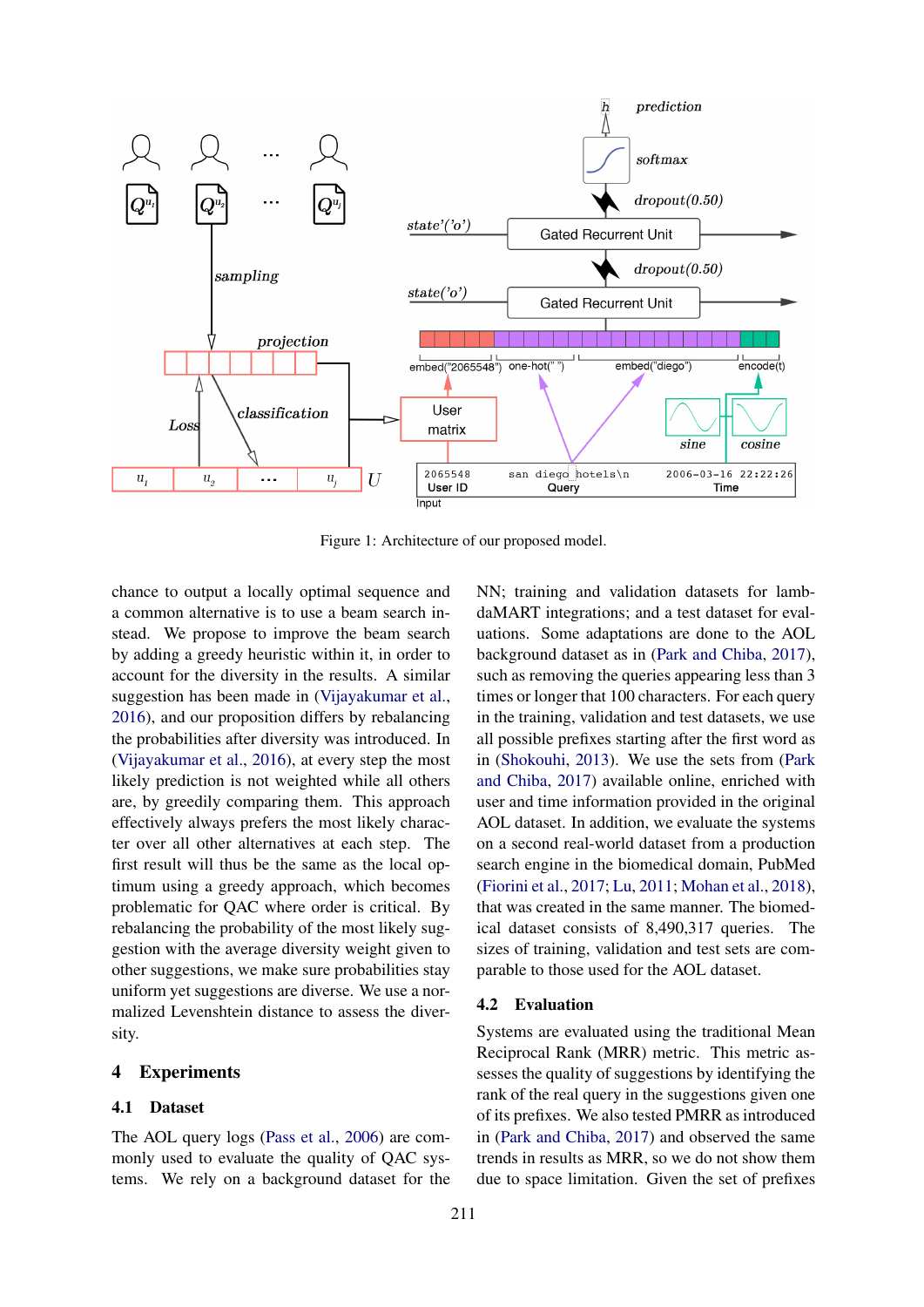Figure 1: Architecture of our proposed model.

chance to output a locally optimal sequence and a common alternative is to use a beam search instead. We propose to improve the beam search by adding a greedy heuristic within it, in order to account for the diversity in the results. A similar suggestion has been made in (Vijayakumar et al., 2016), and our proposition differs by rebalancing the probabilities after diversity was introduced. In (Vijayakumar et al., 2016), at every step the most likely prediction is not weighted while all others are, by greedily comparing them. This approach effectively always prefers the most likely character over all other alternatives at each step. The first result will thus be the same as the local optimum using a greedy approach, which becomes problematic for QAC where order is critical. By rebalancing the probability of the most likely suggestion with the average diversity weight given to other suggestions, we make sure probabilities stay uniform yet suggestions are diverse. We use a normalized Levenshtein distance to assess the diversity.

# 4 Experiments

## 4.1 Dataset

The AOL query logs (Pass et al., 2006) are commonly used to evaluate the quality of QAC systems. We rely on a background dataset for the NN; training and validation datasets for lambdaMART integrations; and a test dataset for evaluations. Some adaptations are done to the AOL background dataset as in (Park and Chiba, 2017), such as removing the queries appearing less than 3 times or longer that 100 characters. For each query in the training, validation and test datasets, we use all possible prefixes starting after the first word as in (Shokouhi, 2013). We use the sets from (Park and Chiba, 2017) available online, enriched with user and time information provided in the original AOL dataset. In addition, we evaluate the systems on a second real-world dataset from a production search engine in the biomedical domain, PubMed (Fiorini et al., 2017; Lu, 2011; Mohan et al., 2018), that was created in the same manner. The biomedical dataset consists of 8,490,317 queries. The sizes of training, validation and test sets are comparable to those used for the AOL dataset.

## 4.2 Evaluation

Systems are evaluated using the traditional Mean Reciprocal Rank (MRR) metric. This metric assesses the quality of suggestions by identifying the rank of the real query in the suggestions given one of its prefixes. We also tested PMRR as introduced in (Park and Chiba, 2017) and observed the same trends in results as MRR, so we do not show them due to space limitation. Given the set of prefixes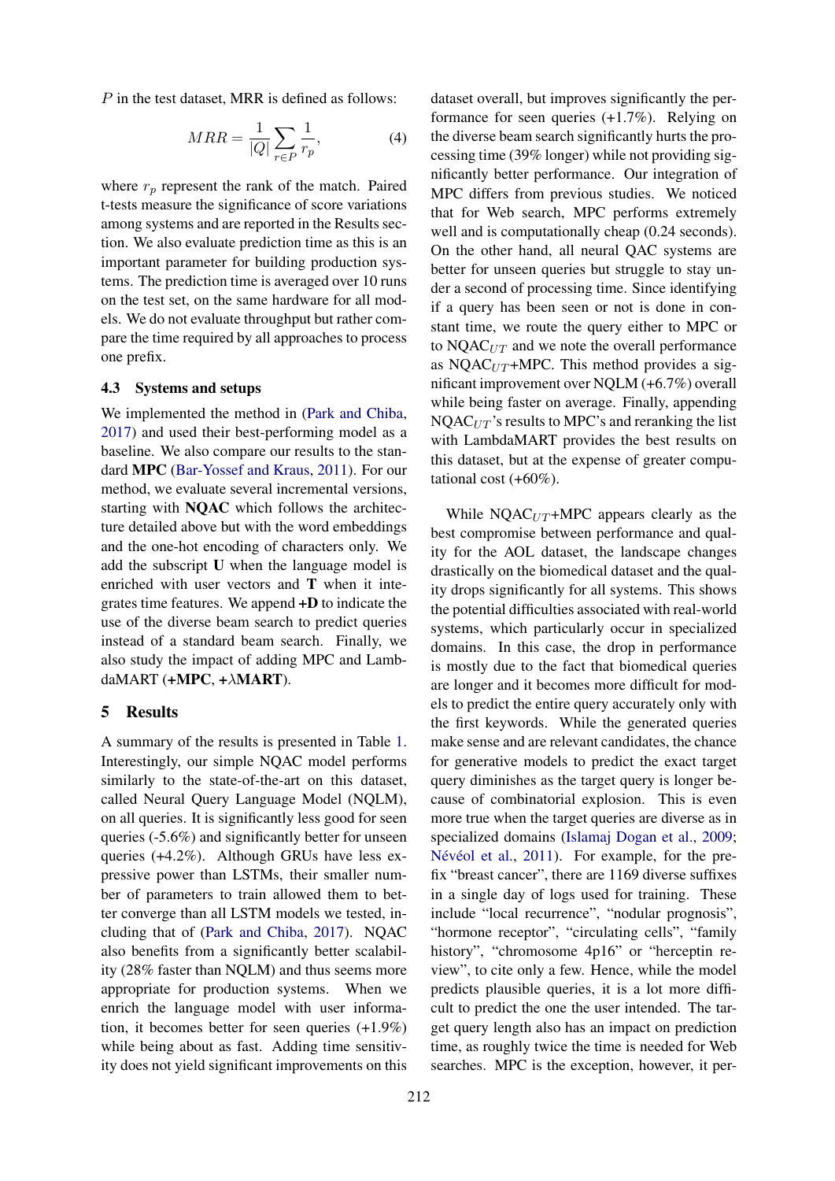$P$ in the test dataset, MRR is defined as follows:

$$MRR = \frac{1}{|Q|} \sum_{r \in P} \frac{1}{r_p}, \tag{4}$$

where $r_p$ represent the rank of the match. Paired t-tests measure the significance of score variations among systems and are reported in the Results section. We also evaluate prediction time as this is an important parameter for building production systems. The prediction time is averaged over 10 runs on the test set, on the same hardware for all models. We do not evaluate throughput but rather compare the time required by all approaches to process one prefix.

### 4.3 Systems and setups

We implemented the method in (Park and Chiba, 2017) and used their best-performing model as a baseline. We also compare our results to the standard **MPC** (Bar-Yossef and Kraus, 2011). For our method, we evaluate several incremental versions, starting with **NQAC** which follows the architecture detailed above but with the word embeddings and the one-hot encoding of characters only. We add the subscript **U** when the language model is enriched with user vectors and **T** when it integrates time features. We append **+D** to indicate the use of the diverse beam search to predict queries instead of a standard beam search. Finally, we also study the impact of adding MPC and LambdaMART (**+MPC**, **+$\lambda$MART**).

## 5 Results

A summary of the results is presented in Table 1. Interestingly, our simple NQAC model performs similarly to the state-of-the-art on this dataset, called Neural Query Language Model (NQLM), on all queries. It is significantly less good for seen queries (-5.6%) and significantly better for unseen queries (+4.2%). Although GRUs have less expressive power than LSTMs, their smaller number of parameters to train allowed them to better converge than all LSTM models we tested, including that of (Park and Chiba, 2017). NQAC also benefits from a significantly better scalability (28% faster than NQLM) and thus seems more appropriate for production systems. When we enrich the language model with user information, it becomes better for seen queries (+1.9%) while being about as fast. Adding time sensitivity does not yield significant improvements on this dataset overall, but improves significantly the performance for seen queries (+1.7%). Relying on the diverse beam search significantly hurts the processing time (39% longer) while not providing significantly better performance. Our integration of MPC differs from previous studies. We noticed that for Web search, MPC performs extremely well and is computationally cheap (0.24 seconds). On the other hand, all neural QAC systems are better for unseen queries but struggle to stay under a second of processing time. Since identifying if a query has been seen or not is done in constant time, we route the query either to MPC or to NQAC$_{UT}$ and we note the overall performance as NQAC$_{UT}$+MPC. This method provides a significant improvement over NQLM (+6.7%) overall while being faster on average. Finally, appending NQAC$_{UT}$'s results to MPC's and reranking the list with LambdaMART provides the best results on this dataset, but at the expense of greater computational cost (+60%).

While NQAC$_{UT}$+MPC appears clearly as the best compromise between performance and quality for the AOL dataset, the landscape changes drastically on the biomedical dataset and the quality drops significantly for all systems. This shows the potential difficulties associated with real-world systems, which particularly occur in specialized domains. In this case, the drop in performance is mostly due to the fact that biomedical queries are longer and it becomes more difficult for models to predict the entire query accurately only with the first keywords. While the generated queries make sense and are relevant candidates, the chance for generative models to predict the exact target query diminishes as the target query is longer because of combinatorial explosion. This is even more true when the target queries are diverse as in specialized domains (Islamaj Dogan et al., 2009; Névéol et al., 2011). For example, for the prefix "breast cancer", there are 1169 diverse suffixes in a single day of logs used for training. These include "local recurrence", "nodular prognosis", "hormone receptor", "circulating cells", "family history", "chromosome 4p16" or "herceptin review", to cite only a few. Hence, while the model predicts plausible queries, it is a lot more difficult to predict the one the user intended. The target query length also has an impact on prediction time, as roughly twice the time is needed for Web searches. MPC is the exception, however, it per-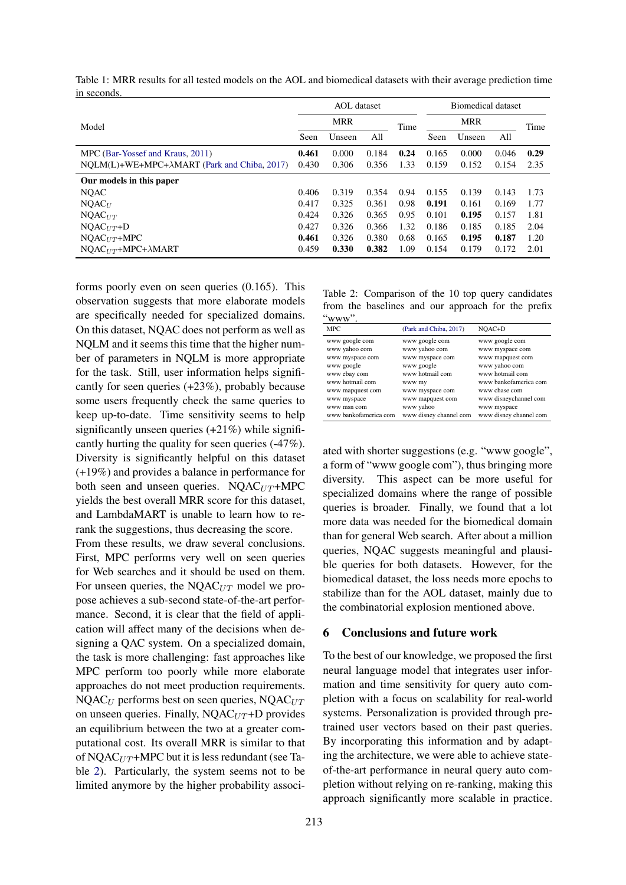Table 1: MRR results for all tested models on the AOL and biomedical datasets with their average prediction time in seconds.

| Model | AOL dataset | | | | Biomedical dataset | | | |
|---|---|---|---|---|---|---|---|---|
| | MRR | | | Time | MRR | | | Time |
| | Seen | Unseen | All | | Seen | Unseen | All | |
| MPC (Bar-Yossef and Kraus, 2011) | **0.461** | 0.000 | 0.184 | **0.24** | 0.165 | 0.000 | 0.046 | **0.29** |
| NQLM(L)+WE+MPC+λMART (Park and Chiba, 2017) | 0.430 | 0.306 | 0.356 | 1.33 | 0.159 | 0.152 | 0.154 | 2.35 |
| **Our models in this paper** | | | | | | | | |
| NQAC | 0.406 | 0.319 | 0.354 | 0.94 | 0.155 | 0.139 | 0.143 | 1.73 |
| $\text{NQAC}_U$ | 0.417 | 0.325 | 0.361 | 0.98 | **0.191** | 0.161 | 0.169 | 1.77 |
| $\text{NQAC}_{UT}$ | 0.424 | 0.326 | 0.365 | 0.95 | 0.101 | **0.195** | 0.157 | 1.81 |
| $\text{NQAC}_{UT}$+D | 0.427 | 0.326 | 0.366 | 1.32 | 0.186 | 0.185 | 0.185 | 2.04 |
| $\text{NQAC}_{UT}$+MPC | **0.461** | 0.326 | 0.380 | 0.68 | 0.165 | **0.195** | **0.187** | 1.20 |
| $\text{NQAC}_{UT}$+MPC+λMART | 0.459 | **0.330** | **0.382** | 1.09 | 0.154 | 0.179 | 0.172 | 2.01 |

forms poorly even on seen queries (0.165). This observation suggests that more elaborate models are specifically needed for specialized domains. On this dataset, NQAC does not perform as well as NQLM and it seems this time that the higher number of parameters in NQLM is more appropriate for the task. Still, user information helps significantly for seen queries (+23%), probably because some users frequently check the same queries to keep up-to-date. Time sensitivity seems to help significantly unseen queries (+21%) while significantly hurting the quality for seen queries (-47%). Diversity is significantly helpful on this dataset (+19%) and provides a balance in performance for both seen and unseen queries. $\text{NQAC}_{UT}$+MPC yields the best overall MRR score for this dataset, and LambdaMART is unable to learn how to rerank the suggestions, thus decreasing the score.

From these results, we draw several conclusions. First, MPC performs very well on seen queries for Web searches and it should be used on them. For unseen queries, the $\text{NQAC}_{UT}$ model we propose achieves a sub-second state-of-the-art performance. Second, it is clear that the field of application will affect many of the decisions when designing a QAC system. On a specialized domain, the task is more challenging: fast approaches like MPC perform too poorly while more elaborate approaches do not meet production requirements. $\text{NQAC}_U$ performs best on seen queries, $\text{NQAC}_{UT}$ on unseen queries. Finally, $\text{NQAC}_{UT}$+D provides an equilibrium between the two at a greater computational cost. Its overall MRR is similar to that of $\text{NQAC}_{UT}$+MPC but it is less redundant (see Table 2). Particularly, the system seems not to be limited anymore by the higher probability associated with shorter suggestions (e.g. "www google", a form of "www google com"), thus bringing more diversity. This aspect can be more useful for specialized domains where the range of possible queries is broader. Finally, we found that a lot more data was needed for the biomedical domain than for general Web search. After about a million queries, NQAC suggests meaningful and plausible queries for both datasets. However, for the biomedical dataset, the loss needs more epochs to stabilize than for the AOL dataset, mainly due to the combinatorial explosion mentioned above.

Table 2: Comparison of the 10 top query candidates from the baselines and our approach for the prefix "www".

| MPC | (Park and Chiba, 2017) | NQAC+D |
|---|---|---|
| www google com | www google com | www google com |
| www yahoo com | www yahoo com | www myspace com |
| www myspace com | www myspace com | www mapquest com |
| www google | www google | www yahoo com |
| www ebay com | www hotmail com | www hotmail com |
| www hotmail com | www my | www bankofamerica com |
| www mapquest com | www myspace com | www chase com |
| www myspace | www mapquest com | www disneychannel com |
| www msn com | www yahoo | www myspace |
| www bankofamerica com | www disney channel com | www disney channel com |

## 6 Conclusions and future work

To the best of our knowledge, we proposed the first neural language model that integrates user information and time sensitivity for query auto completion with a focus on scalability for real-world systems. Personalization is provided through pretrained user vectors based on their past queries. By incorporating this information and by adapting the architecture, we were able to achieve state-of-the-art performance in neural query auto completion without relying on re-ranking, making this approach significantly more scalable in practice.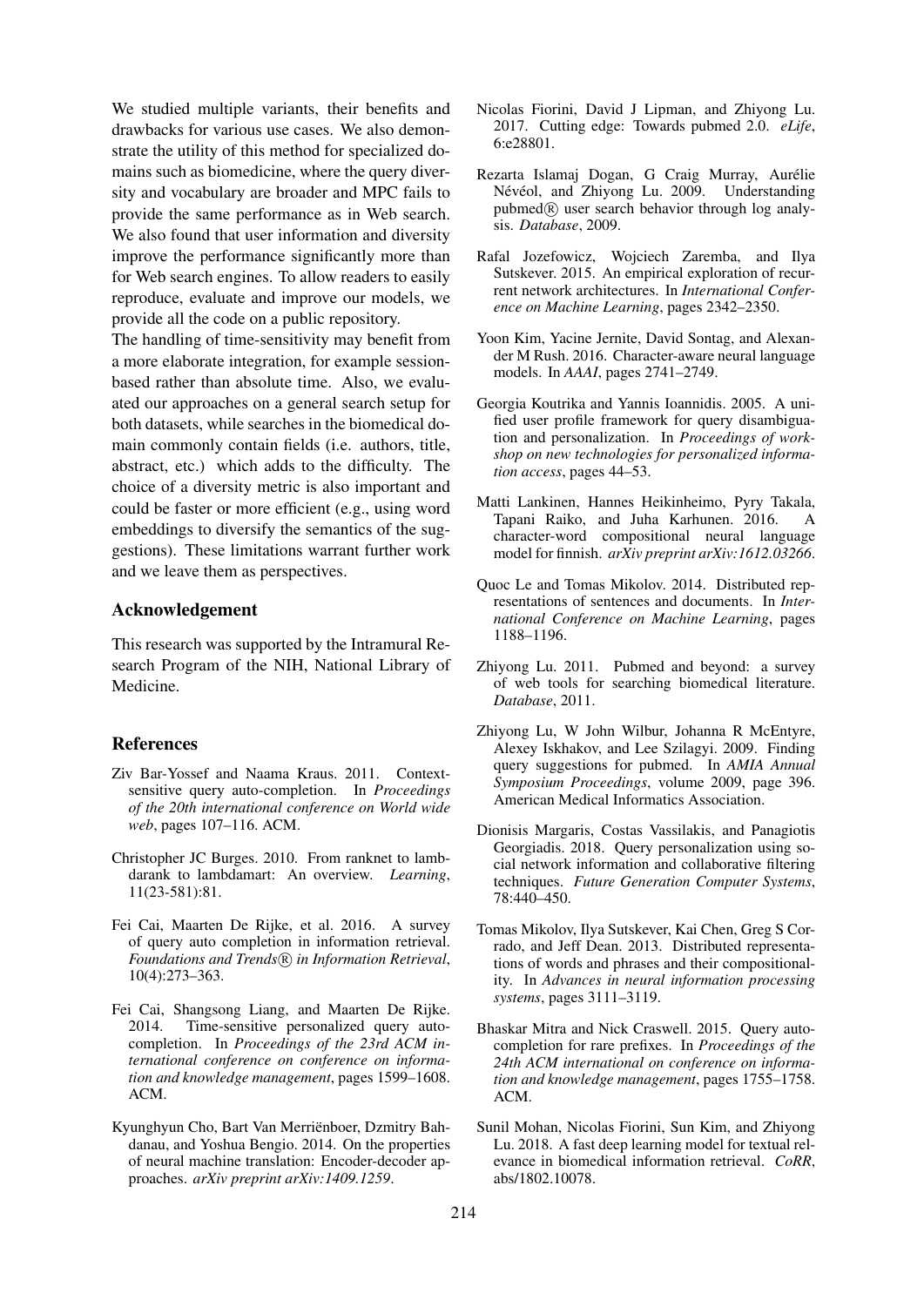We studied multiple variants, their benefits and drawbacks for various use cases. We also demonstrate the utility of this method for specialized domains such as biomedicine, where the query diversity and vocabulary are broader and MPC fails to provide the same performance as in Web search. We also found that user information and diversity improve the performance significantly more than for Web search engines. To allow readers to easily reproduce, evaluate and improve our models, we provide all the code on a public repository.

The handling of time-sensitivity may benefit from a more elaborate integration, for example session-based rather than absolute time. Also, we evaluated our approaches on a general search setup for both datasets, while searches in the biomedical domain commonly contain fields (i.e. authors, title, abstract, etc.) which adds to the difficulty. The choice of a diversity metric is also important and could be faster or more efficient (e.g., using word embeddings to diversify the semantics of the suggestions). These limitations warrant further work and we leave them as perspectives.

## Acknowledgement

This research was supported by the Intramural Research Program of the NIH, National Library of Medicine.

## References

Ziv Bar-Yossef and Naama Kraus. 2011. Context-sensitive query auto-completion. In *Proceedings of the 20th international conference on World wide web*, pages 107–116. ACM.

Christopher JC Burges. 2010. From ranknet to lambdarank to lambdamart: An overview. *Learning*, 11(23-581):81.

Fei Cai, Maarten De Rijke, et al. 2016. A survey of query auto completion in information retrieval. *Foundations and Trends® in Information Retrieval*, 10(4):273–363.

Fei Cai, Shangsong Liang, and Maarten De Rijke. 2014. Time-sensitive personalized query auto-completion. In *Proceedings of the 23rd ACM international conference on conference on information and knowledge management*, pages 1599–1608. ACM.

Kyunghyun Cho, Bart Van Merriënboer, Dzmitry Bahdanau, and Yoshua Bengio. 2014. On the properties of neural machine translation: Encoder-decoder approaches. *arXiv preprint arXiv:1409.1259*.

Nicolas Fiorini, David J Lipman, and Zhiyong Lu. 2017. Cutting edge: Towards pubmed 2.0. *eLife*, 6:e28801.

Rezarta Islamaj Dogan, G Craig Murray, Aurélie Névéol, and Zhiyong Lu. 2009. Understanding pubmed® user search behavior through log analysis. *Database*, 2009.

Rafal Jozefowicz, Wojciech Zaremba, and Ilya Sutskever. 2015. An empirical exploration of recurrent network architectures. In *International Conference on Machine Learning*, pages 2342–2350.

Yoon Kim, Yacine Jernite, David Sontag, and Alexander M Rush. 2016. Character-aware neural language models. In *AAAI*, pages 2741–2749.

Georgia Koutrika and Yannis Ioannidis. 2005. A unified user profile framework for query disambiguation and personalization. In *Proceedings of workshop on new technologies for personalized information access*, pages 44–53.

Matti Lankinen, Hannes Heikinheimo, Pyry Takala, Tapani Raiko, and Juha Karhunen. 2016. A character-word compositional neural language model for finnish. *arXiv preprint arXiv:1612.03266*.

Quoc Le and Tomas Mikolov. 2014. Distributed representations of sentences and documents. In *International Conference on Machine Learning*, pages 1188–1196.

Zhiyong Lu. 2011. Pubmed and beyond: a survey of web tools for searching biomedical literature. *Database*, 2011.

Zhiyong Lu, W John Wilbur, Johanna R McEntyre, Alexey Iskhakov, and Lee Szilagyi. 2009. Finding query suggestions for pubmed. In *AMIA Annual Symposium Proceedings*, volume 2009, page 396. American Medical Informatics Association.

Dionisis Margaris, Costas Vassilakis, and Panagiotis Georgiadis. 2018. Query personalization using social network information and collaborative filtering techniques. *Future Generation Computer Systems*, 78:440–450.

Tomas Mikolov, Ilya Sutskever, Kai Chen, Greg S Corrado, and Jeff Dean. 2013. Distributed representations of words and phrases and their compositionality. In *Advances in neural information processing systems*, pages 3111–3119.

Bhaskar Mitra and Nick Craswell. 2015. Query auto-completion for rare prefixes. In *Proceedings of the 24th ACM international on conference on information and knowledge management*, pages 1755–1758. ACM.

Sunil Mohan, Nicolas Fiorini, Sun Kim, and Zhiyong Lu. 2018. A fast deep learning model for textual relevance in biomedical information retrieval. *CoRR*, abs/1802.10078.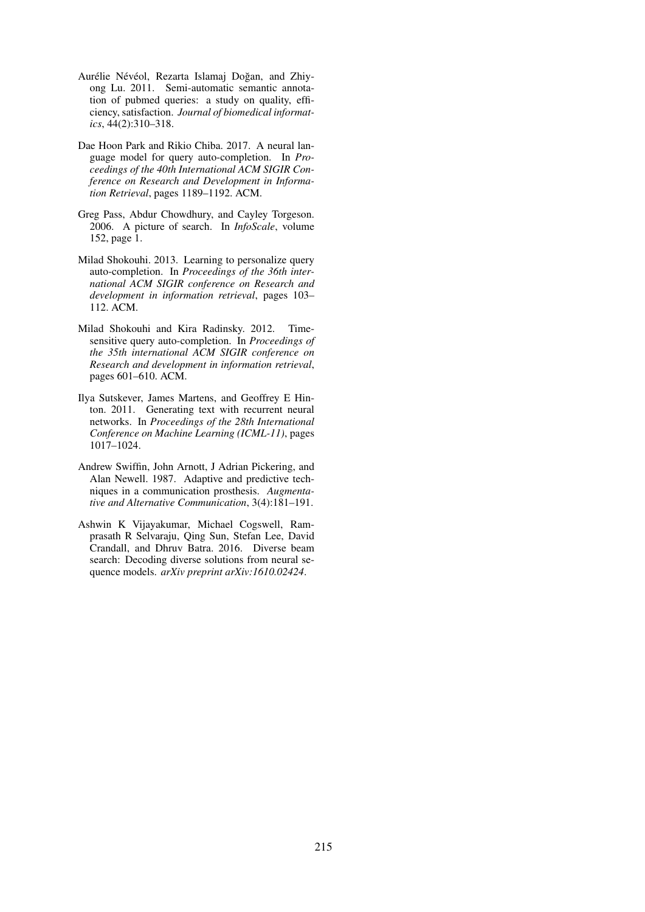Aurélie Névéol, Rezarta Islamaj Doğan, and Zhiyong Lu. 2011. Semi-automatic semantic annotation of pubmed queries: a study on quality, efficiency, satisfaction. *Journal of biomedical informatics*, 44(2):310–318.

Dae Hoon Park and Rikio Chiba. 2017. A neural language model for query auto-completion. In *Proceedings of the 40th International ACM SIGIR Conference on Research and Development in Information Retrieval*, pages 1189–1192. ACM.

Greg Pass, Abdur Chowdhury, and Cayley Torgeson. 2006. A picture of search. In *InfoScale*, volume 152, page 1.

Milad Shokouhi. 2013. Learning to personalize query auto-completion. In *Proceedings of the 36th international ACM SIGIR conference on Research and development in information retrieval*, pages 103–112. ACM.

Milad Shokouhi and Kira Radinsky. 2012. Time-sensitive query auto-completion. In *Proceedings of the 35th international ACM SIGIR conference on Research and development in information retrieval*, pages 601–610. ACM.

Ilya Sutskever, James Martens, and Geoffrey E Hinton. 2011. Generating text with recurrent neural networks. In *Proceedings of the 28th International Conference on Machine Learning (ICML-11)*, pages 1017–1024.

Andrew Swiffin, John Arnott, J Adrian Pickering, and Alan Newell. 1987. Adaptive and predictive techniques in a communication prosthesis. *Augmentative and Alternative Communication*, 3(4):181–191.

Ashwin K Vijayakumar, Michael Cogswell, Ramprasath R Selvaraju, Qing Sun, Stefan Lee, David Crandall, and Dhruv Batra. 2016. Diverse beam search: Decoding diverse solutions from neural sequence models. *arXiv preprint arXiv:1610.02424*.